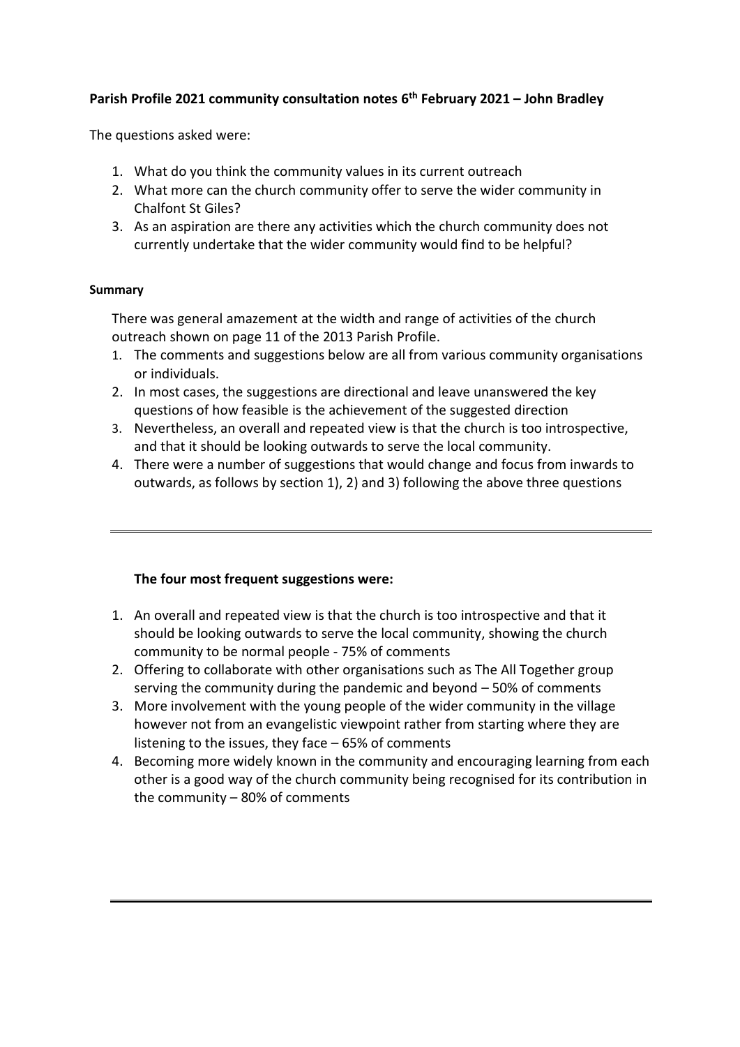**Parish Profile 2021 community consultation notes 6th February 2021 – John Bradley**

The questions asked were:

1. What do you think the community values in its current outreach
2. What more can the church community offer to serve the wider community in Chalfont St Giles?
3. As an aspiration are there any activities which the church community does not currently undertake that the wider community would find to be helpful?

**Summary**

There was general amazement at the width and range of activities of the church outreach shown on page 11 of the 2013 Parish Profile.

1. The comments and suggestions below are all from various community organisations or individuals.
2. In most cases, the suggestions are directional and leave unanswered the key questions of how feasible is the achievement of the suggested direction
3. Nevertheless, an overall and repeated view is that the church is too introspective, and that it should be looking outwards to serve the local community.
4. There were a number of suggestions that would change and focus from inwards to outwards, as follows by section 1), 2) and 3) following the above three questions

---

**The four most frequent suggestions were:**

1. An overall and repeated view is that the church is too introspective and that it should be looking outwards to serve the local community, showing the church community to be normal people - 75% of comments
2. Offering to collaborate with other organisations such as The All Together group serving the community during the pandemic and beyond – 50% of comments
3. More involvement with the young people of the wider community in the village however not from an evangelistic viewpoint rather from starting where they are listening to the issues, they face – 65% of comments
4. Becoming more widely known in the community and encouraging learning from each other is a good way of the church community being recognised for its contribution in the community – 80% of comments

---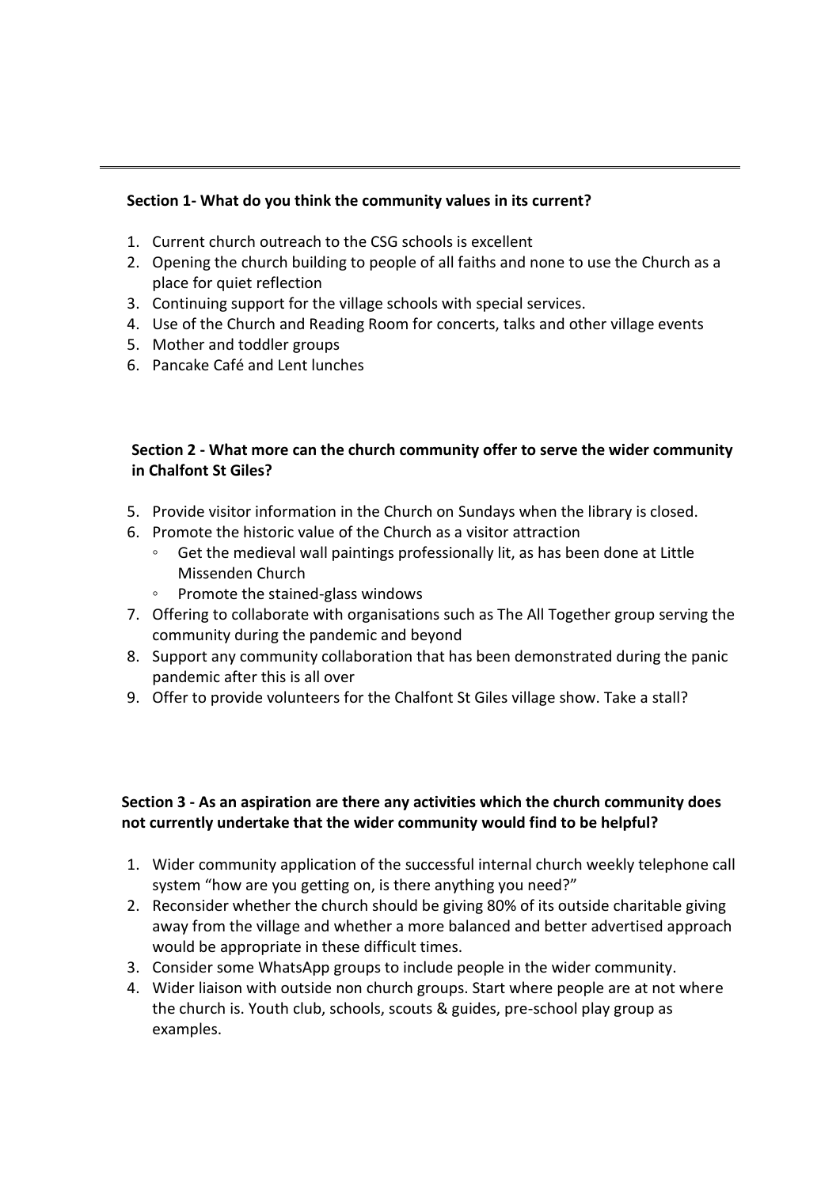---

**Section 1- What do you think the community values in its current?**

1. Current church outreach to the CSG schools is excellent
2. Opening the church building to people of all faiths and none to use the Church as a place for quiet reflection
3. Continuing support for the village schools with special services.
4. Use of the Church and Reading Room for concerts, talks and other village events
5. Mother and toddler groups
6. Pancake Café and Lent lunches

**Section 2 - What more can the church community offer to serve the wider community in Chalfont St Giles?**

5. Provide visitor information in the Church on Sundays when the library is closed.
6. Promote the historic value of the Church as a visitor attraction
   - Get the medieval wall paintings professionally lit, as has been done at Little Missenden Church
   - Promote the stained-glass windows
7. Offering to collaborate with organisations such as The All Together group serving the community during the pandemic and beyond
8. Support any community collaboration that has been demonstrated during the panic pandemic after this is all over
9. Offer to provide volunteers for the Chalfont St Giles village show. Take a stall?

**Section 3 - As an aspiration are there any activities which the church community does not currently undertake that the wider community would find to be helpful?**

1. Wider community application of the successful internal church weekly telephone call system "how are you getting on, is there anything you need?"
2. Reconsider whether the church should be giving 80% of its outside charitable giving away from the village and whether a more balanced and better advertised approach would be appropriate in these difficult times.
3. Consider some WhatsApp groups to include people in the wider community.
4. Wider liaison with outside non church groups. Start where people are at not where the church is. Youth club, schools, scouts & guides, pre-school play group as examples.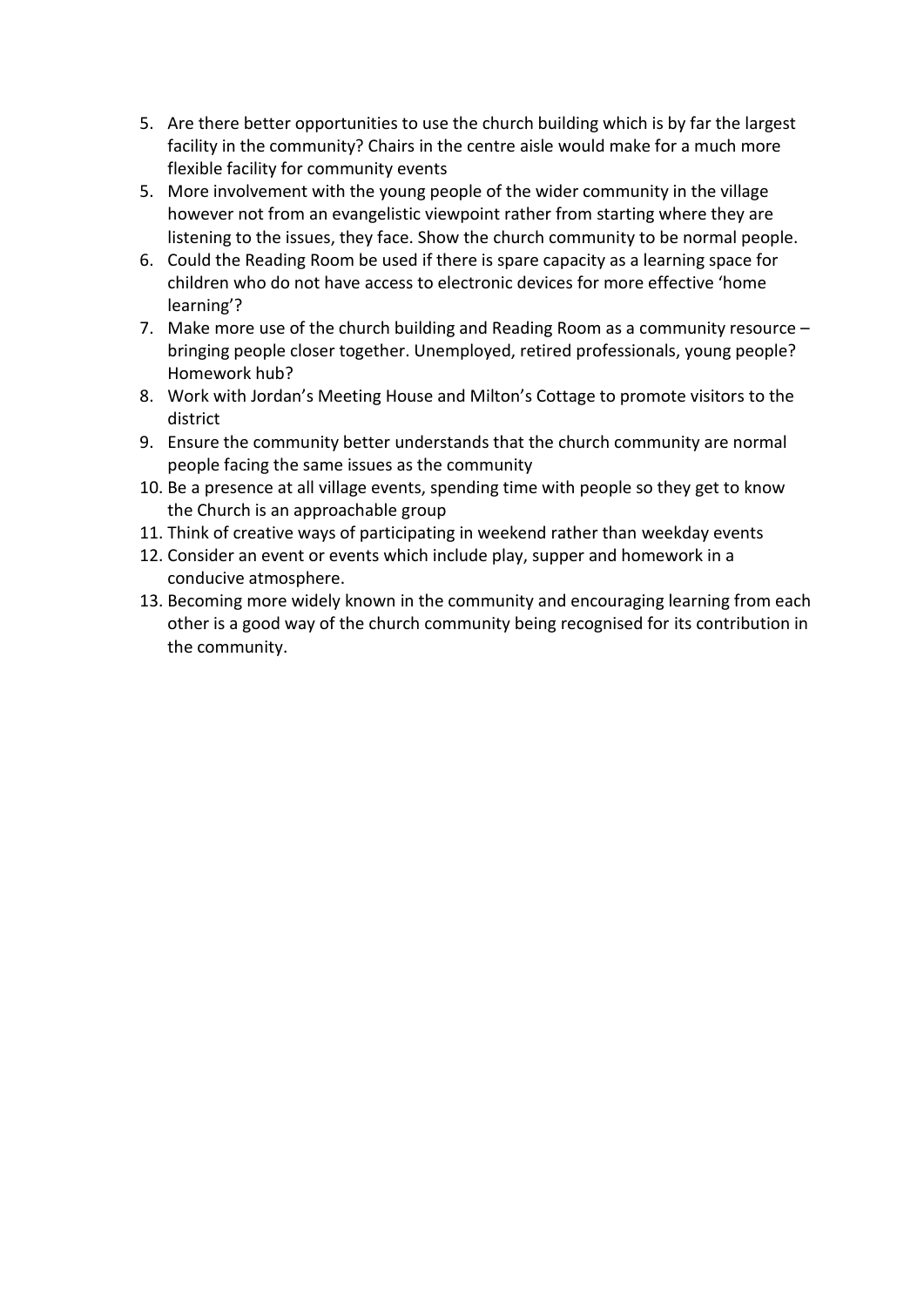5. Are there better opportunities to use the church building which is by far the largest facility in the community? Chairs in the centre aisle would make for a much more flexible facility for community events
5. More involvement with the young people of the wider community in the village however not from an evangelistic viewpoint rather from starting where they are listening to the issues, they face. Show the church community to be normal people.
6. Could the Reading Room be used if there is spare capacity as a learning space for children who do not have access to electronic devices for more effective 'home learning'?
7. Make more use of the church building and Reading Room as a community resource – bringing people closer together. Unemployed, retired professionals, young people? Homework hub?
8. Work with Jordan's Meeting House and Milton's Cottage to promote visitors to the district
9. Ensure the community better understands that the church community are normal people facing the same issues as the community
10. Be a presence at all village events, spending time with people so they get to know the Church is an approachable group
11. Think of creative ways of participating in weekend rather than weekday events
12. Consider an event or events which include play, supper and homework in a conducive atmosphere.
13. Becoming more widely known in the community and encouraging learning from each other is a good way of the church community being recognised for its contribution in the community.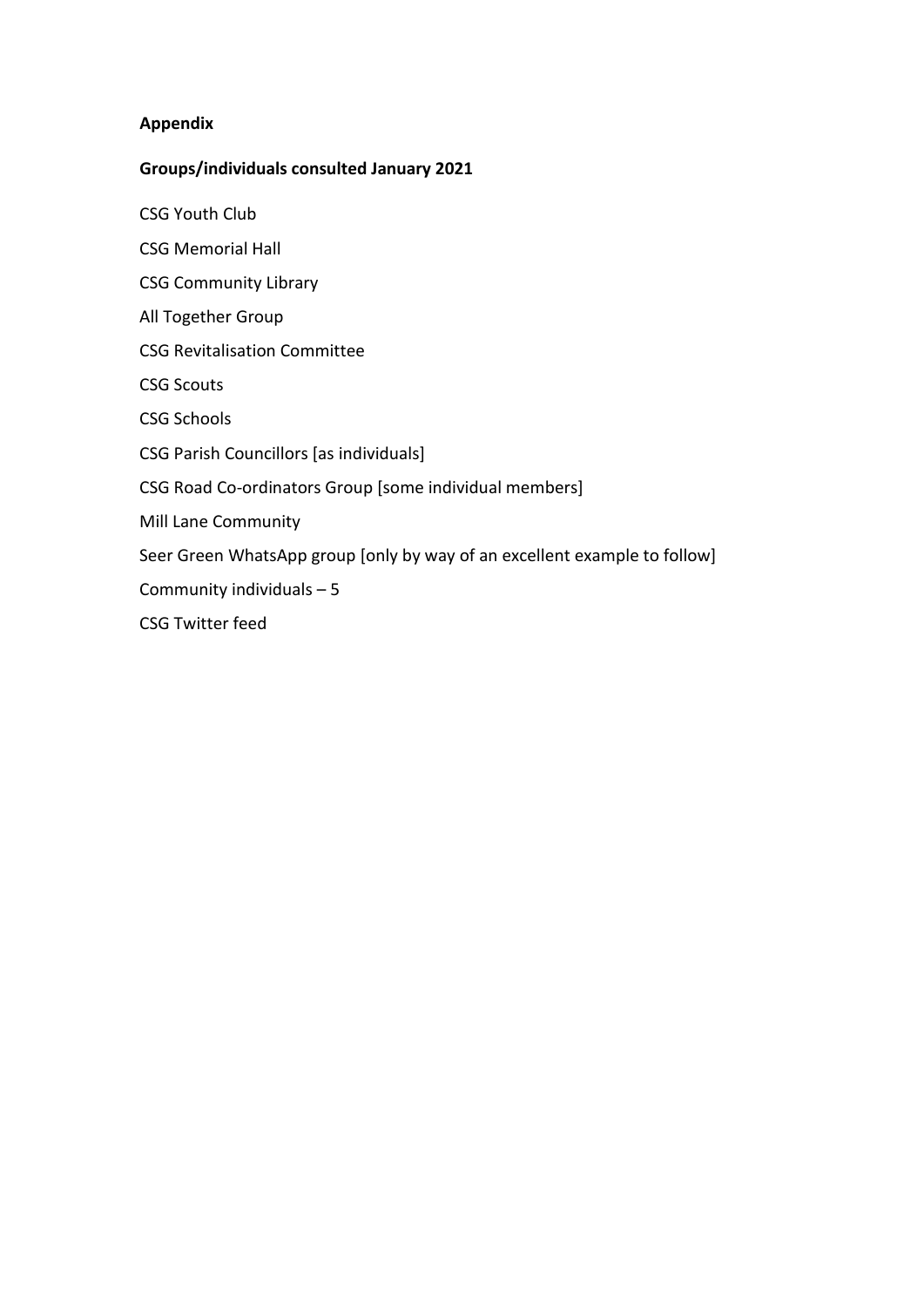## Appendix

### Groups/individuals consulted January 2021

CSG Youth Club

CSG Memorial Hall

CSG Community Library

All Together Group

CSG Revitalisation Committee

CSG Scouts

CSG Schools

CSG Parish Councillors [as individuals]

CSG Road Co-ordinators Group [some individual members]

Mill Lane Community

Seer Green WhatsApp group [only by way of an excellent example to follow]

Community individuals – 5

CSG Twitter feed